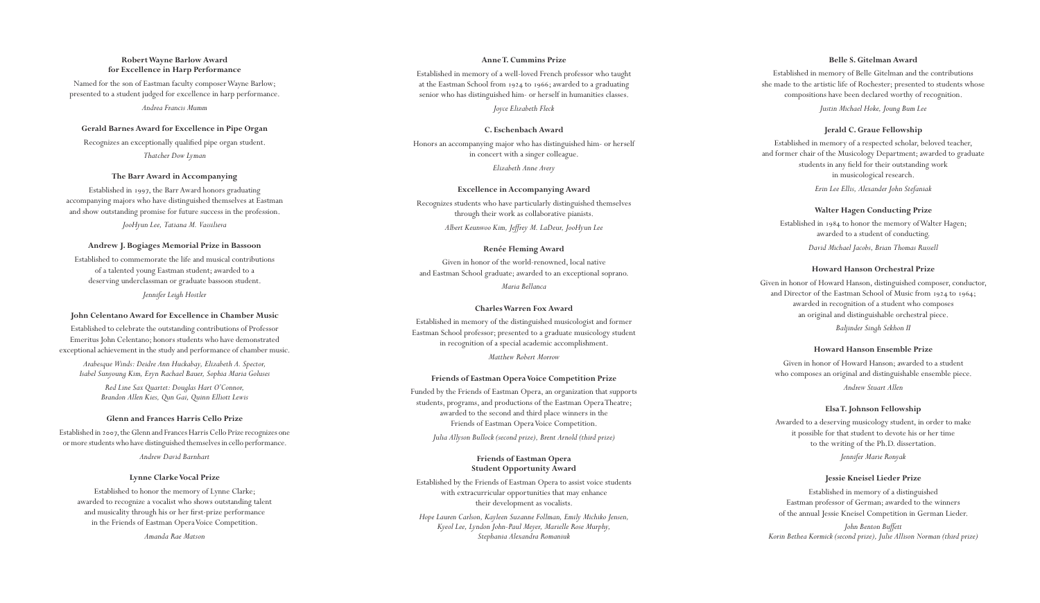### Robert Wayne Barlow Award for Excellence in Harp Performance

Named for the son of Eastman faculty composer Wayne Barlow; presented to a student judged for excellence in harp performance.

*Andrea Francis Mumm*

### Gerald Barnes Award for Excellence in Pipe Organ

Recognizes an exceptionally qualified pipe organ student.

*Thatcher Dow Lyman*

### The Barr Award in Accompanying

Established in 1997, the Barr Award honors graduating accompanying majors who have distinguished themselves at Eastman and show outstanding promise for future success in the profession.

*JooHyun Lee, Tatiana M. Vassilieva*

### Andrew J. Bogiages Memorial Prize in Bassoon

Established to commemorate the life and musical contributions of a talented young Eastman student; awarded to a deserving underclassman or graduate bassoon student.

*Jennifer Leigh Hostler*

### John Celentano Award for Excellence in Chamber Music

Established to celebrate the outstanding contributions of Professor Emeritus John Celentano; honors students who have demonstrated exceptional achievement in the study and performance of chamber music.

*Arabesque Winds: Deidre Ann Huckabay, Elizabeth A. Spector, Isabel Sunyoung Kim, Eryn Rachael Bauer, Sophia Maria Goluses*

*Red Line Sax Quartet: Douglas Hart O'Connor, Brandon Allen Kies, Qun Gai, Quinn Elliott Lewis*

### Glenn and Frances Harris Cello Prize

Established in 2007, the Glenn and Frances Harris Cello Prize recognizes one or more students who have distinguished themselves in cello performance.

*Andrew David Barnhart*

### Lynne Clarke Vocal Prize

Established to honor the memory of Lynne Clarke; awarded to recognize a vocalist who shows outstanding talent and musicality through his or her first-prize performance in the Friends of Eastman Opera Voice Competition.

*Amanda Rae Matson*

### Anne T. Cummins Prize

Established in memory of a well-loved French professor who taught at the Eastman School from 1924 to 1966; awarded to a graduating senior who has distinguished him- or herself in humanities classes.

*Joyce Elizabeth Fleck*

### C. Eschenbach Award

Honors an accompanying major who has distinguished him- or herself in concert with a singer colleague.

*Elizabeth Anne Avery*

### Excellence in Accompanying Award

Recognizes students who have particularly distinguished themselves through their work as collaborative pianists.

*Albert Keunwoo Kim, Jeffrey M. LaDeur, JooHyun Lee*

### Renée Fleming Award

Given in honor of the world-renowned, local native and Eastman School graduate; awarded to an exceptional soprano.

*Maria Bellanca*

### Charles Warren Fox Award

Established in memory of the distinguished musicologist and former Eastman School professor; presented to a graduate musicology student in recognition of a special academic accomplishment.

*Matthew Robert Morrow*

### Friends of Eastman Opera Voice Competition Prize

Funded by the Friends of Eastman Opera, an organization that supports students, programs, and productions of the Eastman Opera Theatre; awarded to the second and third place winners in the Friends of Eastman Opera Voice Competition.

*Julia Allyson Bullock (second prize), Brent Arnold (third prize)*

### Friends of Eastman Opera Student Opportunity Award

Established by the Friends of Eastman Opera to assist voice students with extracurricular opportunities that may enhance their development as vocalists.

*Hope Lauren Carlson, Kayleen Suzanne Follman, Emily Michiko Jensen, Kyeol Lee, Lyndon John-Paul Meyer, Marielle Rose Murphy, Stephania Alexandra Romaniuk*

### Belle S. Gitelman Award

Established in memory of Belle Gitelman and the contributions she made to the artistic life of Rochester; presented to students whose compositions have been declared worthy of recognition.

*Justin Michael Hoke, Joung Bum Lee*

### Jerald C. Graue Fellowship

Established in memory of a respected scholar, beloved teacher, and former chair of the Musicology Department; awarded to graduate students in any field for their outstanding work in musicological research.

*Erin Lee Ellis, Alexander John Stefaniak*

### Walter Hagen Conducting Prize

Established in 1984 to honor the memory of Walter Hagen; awarded to a student of conducting.

*David Michael Jacobs, Brian Thomas Russell*

### Howard Hanson Orchestral Prize

Given in honor of Howard Hanson, distinguished composer, conductor, and Director of the Eastman School of Music from 1924 to 1964; awarded in recognition of a student who composes an original and distinguishable orchestral piece.

*Baljinder Singh Sekhon II*

### Howard Hanson Ensemble Prize

Given in honor of Howard Hanson; awarded to a student who composes an original and distinguishable ensemble piece.

*Andrew Stuart Allen*

### Elsa T. Johnson Fellowship

Awarded to a deserving musicology student, in order to make it possible for that student to devote his or her time to the writing of the Ph.D. dissertation.

*Jennifer Marie Ronyak*

### Jessie Kneisel Lieder Prize

Established in memory of a distinguished Eastman professor of German; awarded to the winners of the annual Jessie Kneisel Competition in German Lieder.

*John Benton Buffett*
*Korin Bethea Kormick (second prize), Julie Allison Norman (third prize)*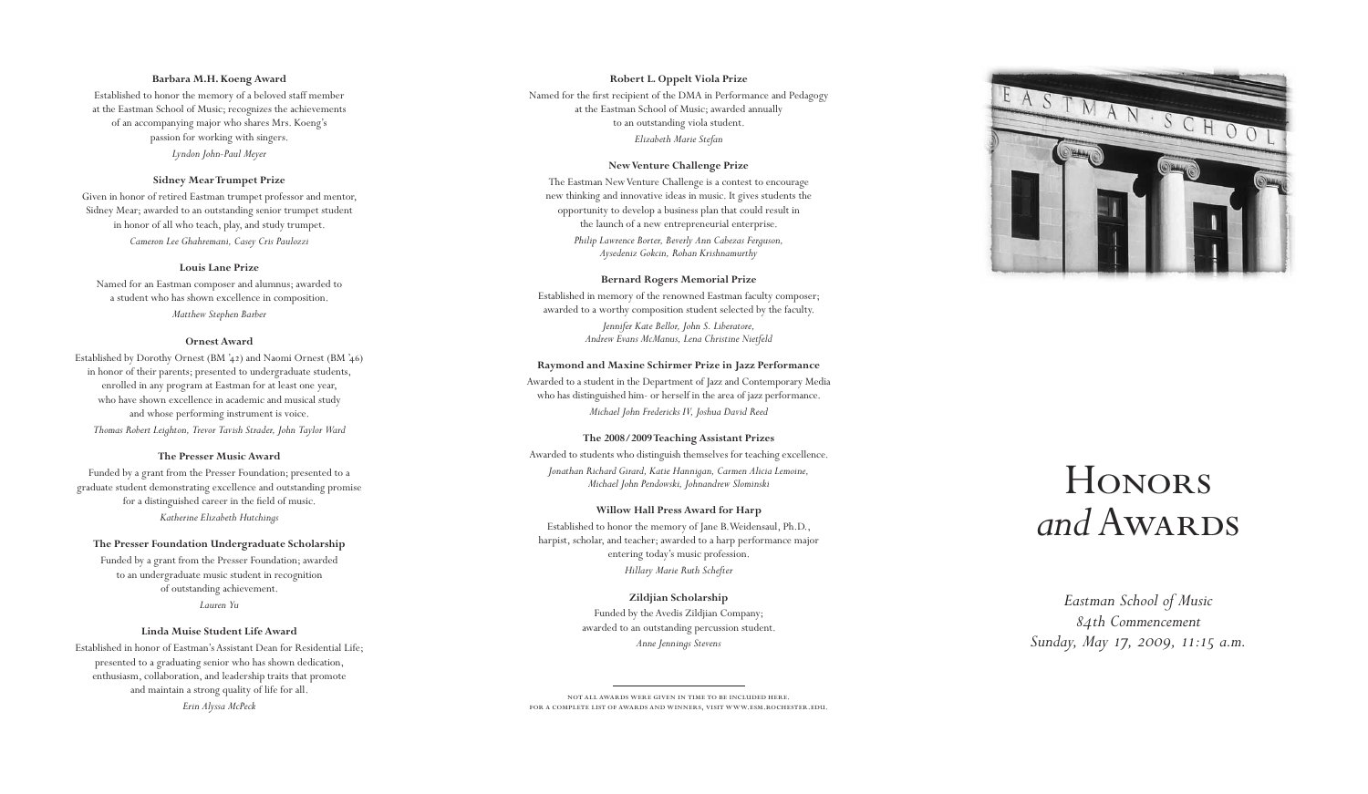### Barbara M.H. Koeng Award

Established to honor the memory of a beloved staff member at the Eastman School of Music; recognizes the achievements of an accompanying major who shares Mrs. Koeng's passion for working with singers.

*Lyndon John-Paul Meyer*

### Sidney Mear Trumpet Prize

Given in honor of retired Eastman trumpet professor and mentor, Sidney Mear; awarded to an outstanding senior trumpet student in honor of all who teach, play, and study trumpet.

*Cameron Lee Ghahremani, Casey Cris Paulozzi*

### Louis Lane Prize

Named for an Eastman composer and alumnus; awarded to a student who has shown excellence in composition.

*Matthew Stephen Barber*

### Ornest Award

Established by Dorothy Ornest (BM '42) and Naomi Ornest (BM '46) in honor of their parents; presented to undergraduate students, enrolled in any program at Eastman for at least one year, who have shown excellence in academic and musical study and whose performing instrument is voice.

*Thomas Robert Leighton, Trevor Tavish Strader, John Taylor Ward*

### The Presser Music Award

Funded by a grant from the Presser Foundation; presented to a graduate student demonstrating excellence and outstanding promise for a distinguished career in the field of music.

*Katherine Elizabeth Hutchings*

### The Presser Foundation Undergraduate Scholarship

Funded by a grant from the Presser Foundation; awarded to an undergraduate music student in recognition of outstanding achievement.

*Lauren Yu*

### Linda Muise Student Life Award

Established in honor of Eastman's Assistant Dean for Residential Life; presented to a graduating senior who has shown dedication, enthusiasm, collaboration, and leadership traits that promote and maintain a strong quality of life for all.

*Erin Alyssa McPeck*

### Robert L. Oppelt Viola Prize

Named for the first recipient of the DMA in Performance and Pedagogy at the Eastman School of Music; awarded annually to an outstanding viola student.

*Elizabeth Marie Stefan*

### New Venture Challenge Prize

The Eastman New Venture Challenge is a contest to encourage new thinking and innovative ideas in music. It gives students the opportunity to develop a business plan that could result in the launch of a new entrepreneurial enterprise.

*Philip Lawrence Borter, Beverly Ann Cabezas Ferguson, Aysedeniz Gokcin, Rohan Krishnamurthy*

### Bernard Rogers Memorial Prize

Established in memory of the renowned Eastman faculty composer; awarded to a worthy composition student selected by the faculty.

*Jennifer Kate Bellor, John S. Liberatore, Andrew Evans McManus, Lena Christine Nietfeld*

### Raymond and Maxine Schirmer Prize in Jazz Performance

Awarded to a student in the Department of Jazz and Contemporary Media who has distinguished him- or herself in the area of jazz performance.

*Michael John Fredericks IV, Joshua David Reed*

### The 2008/2009 Teaching Assistant Prizes

Awarded to students who distinguish themselves for teaching excellence.

*Jonathan Richard Girard, Katie Hannigan, Carmen Alicia Lemoine, Michael John Pendowski, Johnandrew Slominski*

### Willow Hall Press Award for Harp

Established to honor the memory of Jane B. Weidensaul, Ph.D., harpist, scholar, and teacher; awarded to a harp performance major entering today's music profession.

*Hillary Marie Ruth Schefter*

### Zildjian Scholarship

Funded by the Avedis Zildjian Company; awarded to an outstanding percussion student.

*Anne Jennings Stevens*

---

NOT ALL AWARDS WERE GIVEN IN TIME TO BE INCLUDED HERE.
FOR A COMPLETE LIST OF AWARDS AND WINNERS, VISIT WWW.ESM.ROCHESTER.EDU.

# Honors *and* Awards

*Eastman School of Music*
*84th Commencement*
*Sunday, May 17, 2009, 11:15 a.m.*